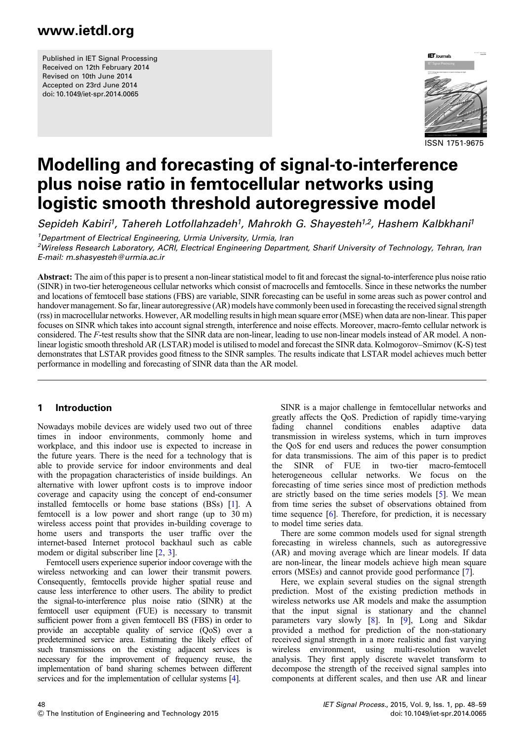www.ietdl.org

Published in IET Signal Processing
Received on 12th February 2014
Revised on 10th June 2014
Accepted on 23rd June 2014
doi: 10.1049/iet-spr.2014.0065

ISSN 1751-9675

# Modelling and forecasting of signal-to-interference plus noise ratio in femtocellular networks using logistic smooth threshold autoregressive model

*Sepideh Kabiri[1], Tahereh Lotfollahzadeh[1], Mahrokh G. Shayesteh[1,2], Hashem Kalbkhani[1]*

[1]*Department of Electrical Engineering, Urmia University, Urmia, Iran*
[2]*Wireless Research Laboratory, ACRI, Electrical Engineering Department, Sharif University of Technology, Tehran, Iran*
*E-mail: m.shasyesteh@urmia.ac.ir*

**Abstract:** The aim of this paper is to present a non-linear statistical model to fit and forecast the signal-to-interference plus noise ratio (SINR) in two-tier heterogeneous cellular networks which consist of macrocells and femtocells. Since in these networks the number and locations of femtocell base stations (FBS) are variable, SINR forecasting can be useful in some areas such as power control and handover management. So far, linear autoregressive (AR) models have commonly been used in forecasting the received signal strength (rss) in macrocellular networks. However, AR modelling results in high mean square error (MSE) when data are non-linear. This paper focuses on SINR which takes into account signal strength, interference and noise effects. Moreover, macro-femto cellular network is considered. The *F*-test results show that the SINR data are non-linear, leading to use non-linear models instead of AR model. A non-linear logistic smooth threshold AR (LSTAR) model is utilised to model and forecast the SINR data. Kolmogorov–Smirnov (K-S) test demonstrates that LSTAR provides good fitness to the SINR samples. The results indicate that LSTAR model achieves much better performance in modelling and forecasting of SINR data than the AR model.

## 1 Introduction

Nowadays mobile devices are widely used two out of three times in indoor environments, commonly home and workplace, and this indoor use is expected to increase in the future years. There is the need for a technology that is able to provide service for indoor environments and deal with the propagation characteristics of inside buildings. An alternative with lower upfront costs is to improve indoor coverage and capacity using the concept of end-consumer installed femtocells or home base stations (BSs) [1]. A femtocell is a low power and short range (up to 30 m) wireless access point that provides in-building coverage to home users and transports the user traffic over the internet-based Internet protocol backhaul such as cable modem or digital subscriber line [2, 3].

Femtocell users experience superior indoor coverage with the wireless networking and can lower their transmit powers. Consequently, femtocells provide higher spatial reuse and cause less interference to other users. The ability to predict the signal-to-interference plus noise ratio (SINR) at the femtocell user equipment (FUE) is necessary to transmit sufficient power from a given femtocell BS (FBS) in order to provide an acceptable quality of service (QoS) over a predetermined service area. Estimating the likely effect of such transmissions on the existing adjacent services is necessary for the improvement of frequency reuse, the implementation of band sharing schemes between different services and for the implementation of cellular systems [4].

SINR is a major challenge in femtocellular networks and greatly affects the QoS. Prediction of rapidly time-varying fading channel conditions enables adaptive data transmission in wireless systems, which in turn improves the QoS for end users and reduces the power consumption for data transmissions. The aim of this paper is to predict the SINR of FUE in two-tier macro-femtocell heterogeneous cellular networks. We focus on the forecasting of time series since most of prediction methods are strictly based on the time series models [5]. We mean from time series the subset of observations obtained from time sequence [6]. Therefore, for prediction, it is necessary to model time series data.

There are some common models used for signal strength forecasting in wireless channels, such as autoregressive (AR) and moving average which are linear models. If data are non-linear, the linear models achieve high mean square errors (MSEs) and cannot provide good performance [7].

Here, we explain several studies on the signal strength prediction. Most of the existing prediction methods in wireless networks use AR models and make the assumption that the input signal is stationary and the channel parameters vary slowly [8]. In [9], Long and Sikdar provided a method for prediction of the non-stationary received signal strength in a more realistic and fast varying wireless environment, using multi-resolution wavelet analysis. They first apply discrete wavelet transform to decompose the strength of the received signal samples into components at different scales, and then use AR and linear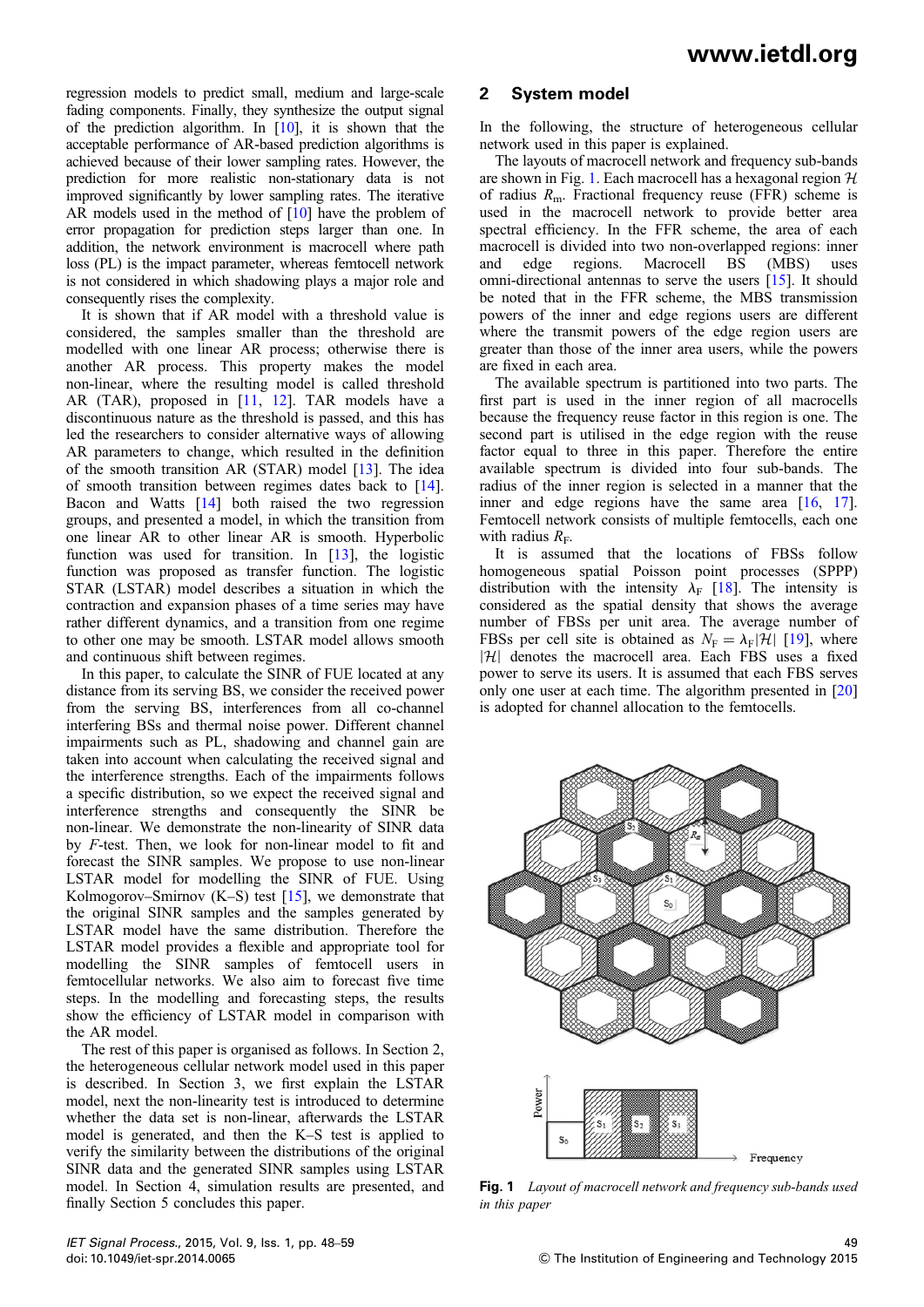regression models to predict small, medium and large-scale fading components. Finally, they synthesize the output signal of the prediction algorithm. In [10], it is shown that the acceptable performance of AR-based prediction algorithms is achieved because of their lower sampling rates. However, the prediction for more realistic non-stationary data is not improved significantly by lower sampling rates. The iterative AR models used in the method of [10] have the problem of error propagation for prediction steps larger than one. In addition, the network environment is macrocell where path loss (PL) is the impact parameter, whereas femtocell network is not considered in which shadowing plays a major role and consequently rises the complexity.

It is shown that if AR model with a threshold value is considered, the samples smaller than the threshold are modelled with one linear AR process; otherwise there is another AR process. This property makes the model non-linear, where the resulting model is called threshold AR (TAR), proposed in [11, 12]. TAR models have a discontinuous nature as the threshold is passed, and this has led the researchers to consider alternative ways of allowing AR parameters to change, which resulted in the definition of the smooth transition AR (STAR) model [13]. The idea of smooth transition between regimes dates back to [14]. Bacon and Watts [14] both raised the two regression groups, and presented a model, in which the transition from one linear AR to other linear AR is smooth. Hyperbolic function was used for transition. In [13], the logistic function was proposed as transfer function. The logistic STAR (LSTAR) model describes a situation in which the contraction and expansion phases of a time series may have rather different dynamics, and a transition from one regime to other one may be smooth. LSTAR model allows smooth and continuous shift between regimes.

In this paper, to calculate the SINR of FUE located at any distance from its serving BS, we consider the received power from the serving BS, interferences from all co-channel interfering BSs and thermal noise power. Different channel impairments such as PL, shadowing and channel gain are taken into account when calculating the received signal and the interference strengths. Each of the impairments follows a specific distribution, so we expect the received signal and interference strengths and consequently the SINR be non-linear. We demonstrate the non-linearity of SINR data by $F$-test. Then, we look for non-linear model to fit and forecast the SINR samples. We propose to use non-linear LSTAR model for modelling the SINR of FUE. Using Kolmogorov–Smirnov (K–S) test [15], we demonstrate that the original SINR samples and the samples generated by LSTAR model have the same distribution. Therefore the LSTAR model provides a flexible and appropriate tool for modelling the SINR samples of femtocell users in femtocellular networks. We also aim to forecast five time steps. In the modelling and forecasting steps, the results show the efficiency of LSTAR model in comparison with the AR model.

The rest of this paper is organised as follows. In Section 2, the heterogeneous cellular network model used in this paper is described. In Section 3, we first explain the LSTAR model, next the non-linearity test is introduced to determine whether the data set is non-linear, afterwards the LSTAR model is generated, and then the K–S test is applied to verify the similarity between the distributions of the original SINR data and the generated SINR samples using LSTAR model. In Section 4, simulation results are presented, and finally Section 5 concludes this paper.

## 2 System model

In the following, the structure of heterogeneous cellular network used in this paper is explained.

The layouts of macrocell network and frequency sub-bands are shown in Fig. 1. Each macrocell has a hexagonal region $\mathcal{H}$ of radius $R_{\rm m}$. Fractional frequency reuse (FFR) scheme is used in the macrocell network to provide better area spectral efficiency. In the FFR scheme, the area of each macrocell is divided into two non-overlapped regions: inner and edge regions. Macrocell BS (MBS) uses omni-directional antennas to serve the users [15]. It should be noted that in the FFR scheme, the MBS transmission powers of the inner and edge regions users are different where the transmit powers of the edge region users are greater than those of the inner area users, while the powers are fixed in each area.

The available spectrum is partitioned into two parts. The first part is used in the inner region of all macrocells because the frequency reuse factor in this region is one. The second part is utilised in the edge region with the reuse factor equal to three in this paper. Therefore the entire available spectrum is divided into four sub-bands. The radius of the inner region is selected in a manner that the inner and edge regions have the same area [16, 17]. Femtocell network consists of multiple femtocells, each one with radius $R_{\rm F}$.

It is assumed that the locations of FBSs follow homogeneous spatial Poisson point processes (SPPP) distribution with the intensity $\lambda_{\rm F}$ [18]. The intensity is considered as the spatial density that shows the average number of FBSs per unit area. The average number of FBSs per cell site is obtained as $N_{\rm F} = \lambda_{\rm F}|\mathcal{H}|$ [19], where $|\mathcal{H}|$ denotes the macrocell area. Each FBS uses a fixed power to serve its users. It is assumed that each FBS serves only one user at each time. The algorithm presented in [20] is adopted for channel allocation to the femtocells.

S₃
$R_m$
S₁
S₃
S₀

Power
S₀
S₁
S₂
S₃
Frequency

**Fig. 1** *Layout of macrocell network and frequency sub-bands used in this paper*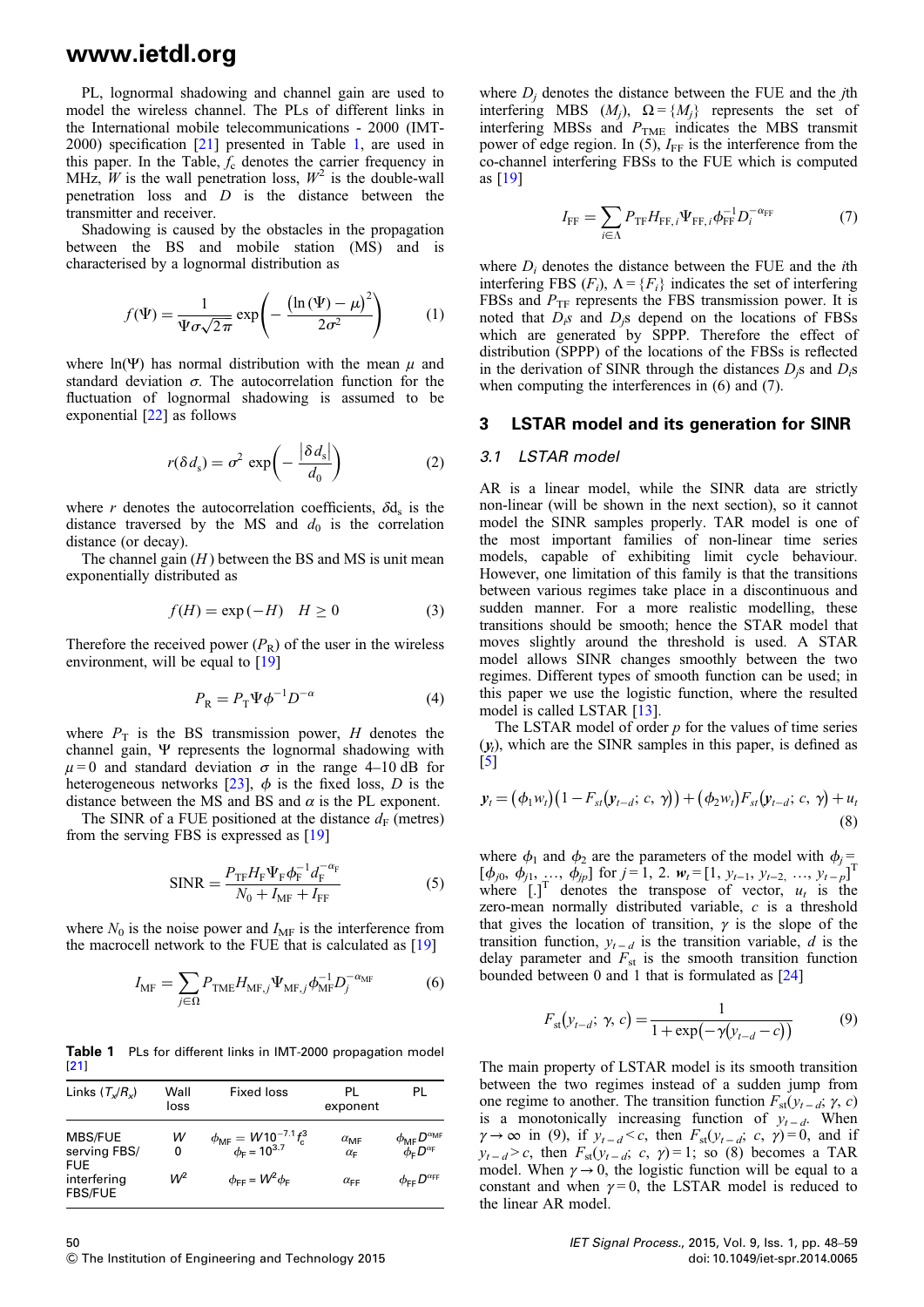PL, lognormal shadowing and channel gain are used to model the wireless channel. The PLs of different links in the International mobile telecommunications - 2000 (IMT-2000) specification [21] presented in Table 1, are used in this paper. In the Table, $f_c$ denotes the carrier frequency in MHz, $W$ is the wall penetration loss, $W^2$ is the double-wall penetration loss and $D$ is the distance between the transmitter and receiver.

Shadowing is caused by the obstacles in the propagation between the BS and mobile station (MS) and is characterised by a lognormal distribution as

$$f(\Psi) = \frac{1}{\Psi\sigma\sqrt{2\pi}} \exp\left(-\frac{(\ln(\Psi) - \mu)^2}{2\sigma^2}\right) \tag{1}$$

where ln(Ψ) has normal distribution with the mean $\mu$ and standard deviation $\sigma$. The autocorrelation function for the fluctuation of lognormal shadowing is assumed to be exponential [22] as follows

$$r(\delta d_s) = \sigma^2 \exp\left(-\frac{|\delta d_s|}{d_0}\right) \tag{2}$$

where $r$ denotes the autocorrelation coefficients, $\delta d_s$ is the distance traversed by the MS and $d_0$ is the correlation distance (or decay).

The channel gain ($H$) between the BS and MS is unit mean exponentially distributed as

$$f(H) = \exp(-H) \quad H \ge 0 \tag{3}$$

Therefore the received power ($P_R$) of the user in the wireless environment, will be equal to [19]

$$P_R = P_T \Psi \phi^{-1} D^{-\alpha} \tag{4}$$

where $P_T$ is the BS transmission power, $H$ denotes the channel gain, $\Psi$ represents the lognormal shadowing with $\mu = 0$ and standard deviation $\sigma$ in the range 4–10 dB for heterogeneous networks [23], $\phi$ is the fixed loss, $D$ is the distance between the MS and BS and $\alpha$ is the PL exponent.

The SINR of a FUE positioned at the distance $d_F$ (metres) from the serving FBS is expressed as [19]

$$\text{SINR} = \frac{P_{TF} H_F \Psi_F \phi_F^{-1} d_F^{-\alpha_F}}{N_0 + I_{MF} + I_{FF}} \tag{5}$$

where $N_0$ is the noise power and $I_{MF}$ is the interference from the macrocell network to the FUE that is calculated as [19]

$$I_{MF} = \sum_{j \in \Omega} P_{TME} H_{MF,j} \Psi_{MF,j} \phi_{MF}^{-1} D_j^{-\alpha_{MF}} \tag{6}$$

**Table 1** PLs for different links in IMT-2000 propagation model [21]

| Links ($T_x/R_x$) | Wall loss | Fixed loss | PL exponent | PL |
|---|---|---|---|---|
| MBS/FUE | $W$ | $\phi_{MF} = W10^{-7.1} f_c^3$ | $\alpha_{MF}$ | $\phi_{MF} D^{\alpha_{MF}}$ |
| serving FBS/FUE | 0 | $\phi_F = 10^{3.7}$ | $\alpha_F$ | $\phi_F D^{\alpha_F}$ |
| interfering FBS/FUE | $W^2$ | $\phi_{FF} = W^2 \phi_F$ | $\alpha_{FF}$ | $\phi_{FF} D^{\alpha_{FF}}$ |

where $D_j$ denotes the distance between the FUE and the $j$th interfering MBS ($M_j$), $\Omega = \{M_j\}$ represents the set of interfering MBSs and $P_{TME}$ indicates the MBS transmit power of edge region. In (5), $I_{FF}$ is the interference from the co-channel interfering FBSs to the FUE which is computed as [19]

$$I_{FF} = \sum_{i \in \Lambda} P_{TF} H_{FF,i} \Psi_{FF,i} \phi_{FF}^{-1} D_i^{-\alpha_{FF}} \tag{7}$$

where $D_i$ denotes the distance between the FUE and the $i$th interfering FBS ($F_i$), $\Lambda = \{F_i\}$ indicates the set of interfering FBSs and $P_{TF}$ represents the FBS transmission power. It is noted that $D_i$s and $D_j$s depend on the locations of FBSs which are generated by SPPP. Therefore the effect of distribution (SPPP) of the locations of the FBSs is reflected in the derivation of SINR through the distances $D_j$s and $D_i$s when computing the interferences in (6) and (7).

## 3 LSTAR model and its generation for SINR

### 3.1 LSTAR model

AR is a linear model, while the SINR data are strictly non-linear (will be shown in the next section), so it cannot model the SINR samples properly. TAR model is one of the most important families of non-linear time series models, capable of exhibiting limit cycle behaviour. However, one limitation of this family is that the transitions between various regimes take place in a discontinuous and sudden manner. For a more realistic modelling, these transitions should be smooth; hence the STAR model that moves slightly around the threshold is used. A STAR model allows SINR changes smoothly between the two regimes. Different types of smooth function can be used; in this paper we use the logistic function, where the resulted model is called LSTAR [13].

The LSTAR model of order $p$ for the values of time series ($y_t$), which are the SINR samples in this paper, is defined as [5]

$$y_t = (\phi_1 w_t)(1 - F_{st}(y_{t-d};\ c,\ \gamma)) + (\phi_2 w_t) F_{st}(y_{t-d};\ c,\ \gamma) + u_t \tag{8}$$

where $\phi_1$ and $\phi_2$ are the parameters of the model with $\phi_j = [\phi_{j0}, \phi_{j1}, \ldots, \phi_{jp}]$ for $j = 1, 2$. $w_t = [1, y_{t-1}, y_{t-2}, \ldots, y_{t-p}]^T$ where $[.]^T$ denotes the transpose of vector, $u_t$ is the zero-mean normally distributed variable, $c$ is a threshold that gives the location of transition, $\gamma$ is the slope of the transition function, $y_{t-d}$ is the transition variable, $d$ is the delay parameter and $F_{st}$ is the smooth transition function bounded between 0 and 1 that is formulated as [24]

$$F_{st}(y_{t-d};\ \gamma,\ c) = \frac{1}{1 + \exp(-\gamma(y_{t-d} - c))} \tag{9}$$

The main property of LSTAR model is its smooth transition between the two regimes instead of a sudden jump from one regime to another. The transition function $F_{st}(y_{t-d}; \gamma, c)$ is a monotonically increasing function of $y_{t-d}$. When $\gamma \to \infty$ in (9), if $y_{t-d} < c$, then $F_{st}(y_{t-d};\ c,\ \gamma) = 0$, and if $y_{t-d} > c$, then $F_{st}(y_{t-d};\ c,\ \gamma) = 1$; so (8) becomes a TAR model. When $\gamma \to 0$, the logistic function will be equal to a constant and when $\gamma = 0$, the LSTAR model is reduced to the linear AR model.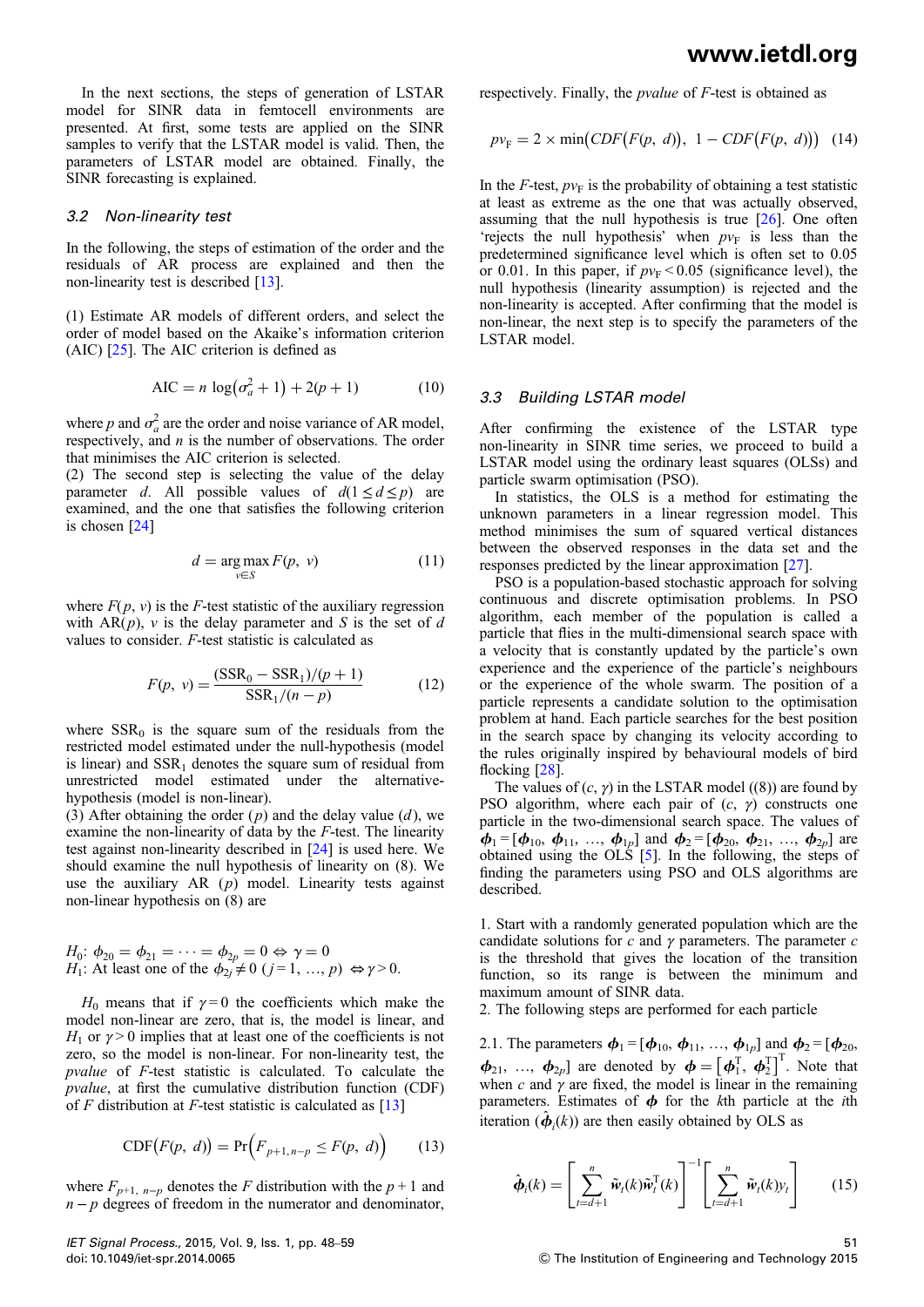In the next sections, the steps of generation of LSTAR model for SINR data in femtocell environments are presented. At first, some tests are applied on the SINR samples to verify that the LSTAR model is valid. Then, the parameters of LSTAR model are obtained. Finally, the SINR forecasting is explained.

### 3.2 Non-linearity test

In the following, the steps of estimation of the order and the residuals of AR process are explained and then the non-linearity test is described [13].

(1) Estimate AR models of different orders, and select the order of model based on the Akaike's information criterion (AIC) [25]. The AIC criterion is defined as

$$\text{AIC} = n\,\log\left(\sigma_a^2 + 1\right) + 2(p+1) \tag{10}$$

where $p$ and $\sigma_a^2$ are the order and noise variance of AR model, respectively, and $n$ is the number of observations. The order that minimises the AIC criterion is selected.
(2) The second step is selecting the value of the delay parameter $d$. All possible values of $d(1 \le d \le p)$ are examined, and the one that satisfies the following criterion is chosen [24]

$$d = \underset{v \in S}{\arg\max}\, F(p,\, v) \tag{11}$$

where $F(p, v)$ is the $F$-test statistic of the auxiliary regression with AR($p$), $v$ is the delay parameter and $S$ is the set of $d$ values to consider. $F$-test statistic is calculated as

$$F(p,\, v) = \frac{(\text{SSR}_0 - \text{SSR}_1)/(p+1)}{\text{SSR}_1/(n-p)} \tag{12}$$

where $\text{SSR}_0$ is the square sum of the residuals from the restricted model estimated under the null-hypothesis (model is linear) and $\text{SSR}_1$ denotes the square sum of residual from unrestricted model estimated under the alternative-hypothesis (model is non-linear).
(3) After obtaining the order ($p$) and the delay value ($d$), we examine the non-linearity of data by the $F$-test. The linearity test against non-linearity described in [24] is used here. We should examine the null hypothesis of linearity on (8). We use the auxiliary AR ($p$) model. Linearity tests against non-linear hypothesis on (8) are

$H_0$: $\phi_{20} = \phi_{21} = \cdots = \phi_{2p} = 0 \Leftrightarrow \gamma = 0$
$H_1$: At least one of the $\phi_{2j} \neq 0$ $(j = 1, \ldots, p)$ $\Leftrightarrow \gamma > 0$.

$H_0$ means that if $\gamma = 0$ the coefficients which make the model non-linear are zero, that is, the model is linear, and $H_1$ or $\gamma > 0$ implies that at least one of the coefficients is not zero, so the model is non-linear. For non-linearity test, the *pvalue* of $F$-test statistic is calculated. To calculate the *pvalue*, at first the cumulative distribution function (CDF) of $F$ distribution at $F$-test statistic is calculated as [13]

$$\text{CDF}\big(F(p,\, d)\big) = \Pr\Big(F_{p+1,\, n-p} \le F(p,\, d)\Big) \tag{13}$$

where $F_{p+1,\, n-p}$ denotes the $F$ distribution with the $p+1$ and $n-p$ degrees of freedom in the numerator and denominator, respectively. Finally, the *pvalue* of $F$-test is obtained as

$$pv_{\text{F}} = 2 \times \min\Big(CDF\big(F(p,\, d)\big),\; 1 - CDF\big(F(p,\, d)\big)\Big) \tag{14}$$

In the $F$-test, $pv_{\text{F}}$ is the probability of obtaining a test statistic at least as extreme as the one that was actually observed, assuming that the null hypothesis is true [26]. One often 'rejects the null hypothesis' when $pv_{\text{F}}$ is less than the predetermined significance level which is often set to 0.05 or 0.01. In this paper, if $pv_{\text{F}} < 0.05$ (significance level), the null hypothesis (linearity assumption) is rejected and the non-linearity is accepted. After confirming that the model is non-linear, the next step is to specify the parameters of the LSTAR model.

### 3.3 Building LSTAR model

After confirming the existence of the LSTAR type non-linearity in SINR time series, we proceed to build a LSTAR model using the ordinary least squares (OLSs) and particle swarm optimisation (PSO).

In statistics, the OLS is a method for estimating the unknown parameters in a linear regression model. This method minimises the sum of squared vertical distances between the observed responses in the data set and the responses predicted by the linear approximation [27].

PSO is a population-based stochastic approach for solving continuous and discrete optimisation problems. In PSO algorithm, each member of the population is called a particle that flies in the multi-dimensional search space with a velocity that is constantly updated by the particle's own experience and the experience of the particle's neighbours or the experience of the whole swarm. The position of a particle represents a candidate solution to the optimisation problem at hand. Each particle searches for the best position in the search space by changing its velocity according to the rules originally inspired by behavioural models of bird flocking [28].

The values of $(c, \gamma)$ in the LSTAR model ((8)) are found by PSO algorithm, where each pair of $(c, \gamma)$ constructs one particle in the two-dimensional search space. The values of $\boldsymbol{\phi}_1 = [\boldsymbol{\phi}_{10}, \boldsymbol{\phi}_{11}, \ldots, \boldsymbol{\phi}_{1p}]$ and $\boldsymbol{\phi}_2 = [\boldsymbol{\phi}_{20}, \boldsymbol{\phi}_{21}, \ldots, \boldsymbol{\phi}_{2p}]$ are obtained using the OLS [5]. In the following, the steps of finding the parameters using PSO and OLS algorithms are described.

1. Start with a randomly generated population which are the candidate solutions for $c$ and $\gamma$ parameters. The parameter $c$ is the threshold that gives the location of the transition function, so its range is between the minimum and maximum amount of SINR data.
2. The following steps are performed for each particle

2.1. The parameters $\boldsymbol{\phi}_1 = [\boldsymbol{\phi}_{10}, \boldsymbol{\phi}_{11}, \ldots, \boldsymbol{\phi}_{1p}]$ and $\boldsymbol{\phi}_2 = [\boldsymbol{\phi}_{20}, \boldsymbol{\phi}_{21}, \ldots, \boldsymbol{\phi}_{2p}]$ are denoted by $\boldsymbol{\phi} = \left[\boldsymbol{\phi}_1^{\text{T}}, \boldsymbol{\phi}_2^{\text{T}}\right]^{\text{T}}$. Note that when $c$ and $\gamma$ are fixed, the model is linear in the remaining parameters. Estimates of $\boldsymbol{\phi}$ for the $k$th particle at the $i$th iteration ($\hat{\boldsymbol{\phi}}_i(k)$) are then easily obtained by OLS as

$$\hat{\boldsymbol{\phi}}_i(k) = \left[\sum_{t=d+1}^{n} \tilde{\boldsymbol{w}}_t(k)\tilde{\boldsymbol{w}}_t^{\text{T}}(k)\right]^{-1}\left[\sum_{t=d+1}^{n} \tilde{\boldsymbol{w}}_t(k)y_t\right] \tag{15}$$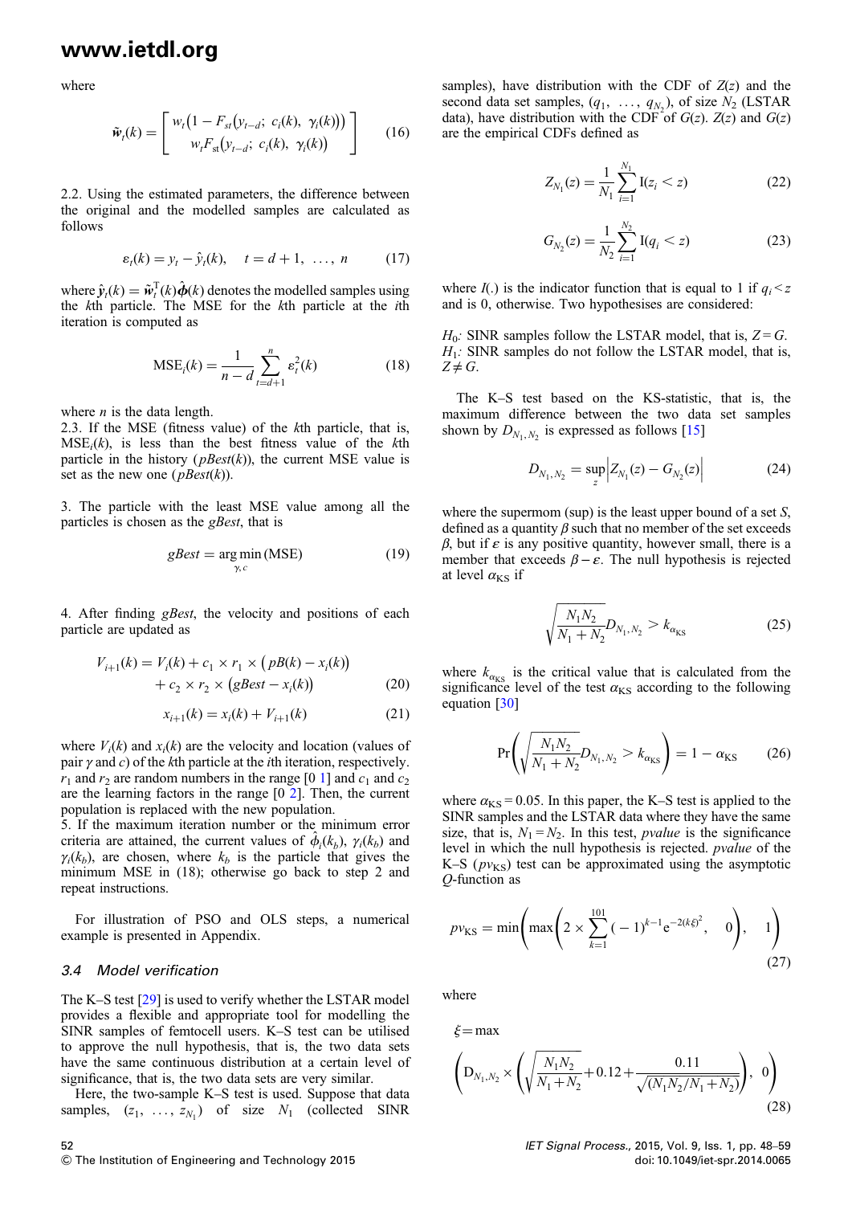where

$$\tilde{\boldsymbol{w}}_t(k) = \begin{bmatrix} w_t\big(1 - F_{st}\big(y_{t-d};\ c_i(k),\ \gamma_i(k)\big)\big) \\ w_t F_{st}\big(y_{t-d};\ c_i(k),\ \gamma_i(k)\big) \end{bmatrix} \tag{16}$$

2.2. Using the estimated parameters, the difference between the original and the modelled samples are calculated as follows

$$\varepsilon_t(k) = y_t - \hat{y}_t(k), \quad t = d+1,\ \ldots,\ n \tag{17}$$

where $\hat{\boldsymbol{y}}_t(k) = \tilde{\boldsymbol{w}}_t^{\mathrm{T}}(k)\hat{\boldsymbol{\phi}}(k)$ denotes the modelled samples using the $k$th particle. The MSE for the $k$th particle at the $i$th iteration is computed as

$$\mathrm{MSE}_i(k) = \frac{1}{n-d}\sum_{t=d+1}^{n} \varepsilon_t^2(k) \tag{18}$$

where $n$ is the data length.
2.3. If the MSE (fitness value) of the $k$th particle, that is, $\mathrm{MSE}_i(k)$, is less than the best fitness value of the $k$th particle in the history ($pBest(k)$), the current MSE value is set as the new one ($pBest(k)$).

3. The particle with the least MSE value among all the particles is chosen as the $gBest$, that is

$$gBest = \underset{\gamma, c}{\arg\min}\,(\mathrm{MSE}) \tag{19}$$

4. After finding $gBest$, the velocity and positions of each particle are updated as

$$V_{i+1}(k) = V_i(k) + c_1 \times r_1 \times \big(pB(k) - x_i(k)\big) + c_2 \times r_2 \times \big(gBest - x_i(k)\big) \tag{20}$$

$$x_{i+1}(k) = x_i(k) + V_{i+1}(k) \tag{21}$$

where $V_i(k)$ and $x_i(k)$ are the velocity and location (values of pair $\gamma$ and $c$) of the $k$th particle at the $i$th iteration, respectively. $r_1$ and $r_2$ are random numbers in the range [0 1] and $c_1$ and $c_2$ are the learning factors in the range [0 2]. Then, the current population is replaced with the new population.
5. If the maximum iteration number or the minimum error criteria are attained, the current values of $\hat{\phi}_i(k_b)$, $\gamma_i(k_b)$ and $\gamma_i(k_b)$, are chosen, where $k_b$ is the particle that gives the minimum MSE in (18); otherwise go back to step 2 and repeat instructions.

For illustration of PSO and OLS steps, a numerical example is presented in Appendix.

### 3.4 Model verification

The K–S test [29] is used to verify whether the LSTAR model provides a flexible and appropriate tool for modelling the SINR samples of femtocell users. K–S test can be utilised to approve the null hypothesis, that is, the two data sets have the same continuous distribution at a certain level of significance, that is, the two data sets are very similar.

Here, the two-sample K–S test is used. Suppose that data samples, $(z_1,\ \ldots,\ z_{N_1})$ of size $N_1$ (collected SINR samples), have distribution with the CDF of $Z(z)$ and the second data set samples, $(q_1,\ \ldots,\ q_{N_2})$, of size $N_2$ (LSTAR data), have distribution with the CDF of $G(z)$. $Z(z)$ and $G(z)$ are the empirical CDFs defined as

$$Z_{N_1}(z) = \frac{1}{N_1}\sum_{i=1}^{N_1} \mathrm{I}(z_i < z) \tag{22}$$

$$G_{N_2}(z) = \frac{1}{N_2}\sum_{i=1}^{N_2} \mathrm{I}(q_i < z) \tag{23}$$

where $I(.)$ is the indicator function that is equal to 1 if $q_i < z$ and is 0, otherwise. Two hypothesises are considered:

$H_0$: SINR samples follow the LSTAR model, that is, $Z = G$.
$H_1$: SINR samples do not follow the LSTAR model, that is, $Z \neq G$.

The K–S test based on the KS-statistic, that is, the maximum difference between the two data set samples shown by $D_{N_1,N_2}$ is expressed as follows [15]

$$D_{N_1,N_2} = \sup_z \left| Z_{N_1}(z) - G_{N_2}(z) \right| \tag{24}$$

where the supermom (sup) is the least upper bound of a set $S$, defined as a quantity $\beta$ such that no member of the set exceeds $\beta$, but if $\varepsilon$ is any positive quantity, however small, there is a member that exceeds $\beta - \varepsilon$. The null hypothesis is rejected at level $\alpha_{\mathrm{KS}}$ if

$$\sqrt{\frac{N_1 N_2}{N_1 + N_2}} D_{N_1,N_2} > k_{\alpha_{\mathrm{KS}}} \tag{25}$$

where $k_{\alpha_{\mathrm{KS}}}$ is the critical value that is calculated from the significance level of the test $\alpha_{\mathrm{KS}}$ according to the following equation [30]

$$\Pr\left( \sqrt{\frac{N_1 N_2}{N_1 + N_2}} D_{N_1,N_2} > k_{\alpha_{\mathrm{KS}}} \right) = 1 - \alpha_{\mathrm{KS}} \tag{26}$$

where $\alpha_{\mathrm{KS}} = 0.05$. In this paper, the K–S test is applied to the SINR samples and the LSTAR data where they have the same sample size, that is, $N_1 = N_2$. In this test, $pvalue$ is the significance level in which the null hypothesis is rejected. $pvalue$ of the K–S test ($pv_{\mathrm{KS}}$) can be approximated using the asymptotic $Q$-function as

$$pv_{\mathrm{KS}} = \min\left( \max\left( 2 \times \sum_{k=1}^{101} (-1)^{k-1} \mathrm{e}^{-2(k\xi)^2},\quad 0 \right),\quad 1 \right) \tag{27}$$

where

$$\xi = \max\left( \mathrm{D}_{N_1,N_2} \times \left( \sqrt{\frac{N_1 N_2}{N_1 + N_2}} + 0.12 + \frac{0.11}{\sqrt{(N_1 N_2 / N_1 + N_2)}} \right),\ 0 \right) \tag{28}$$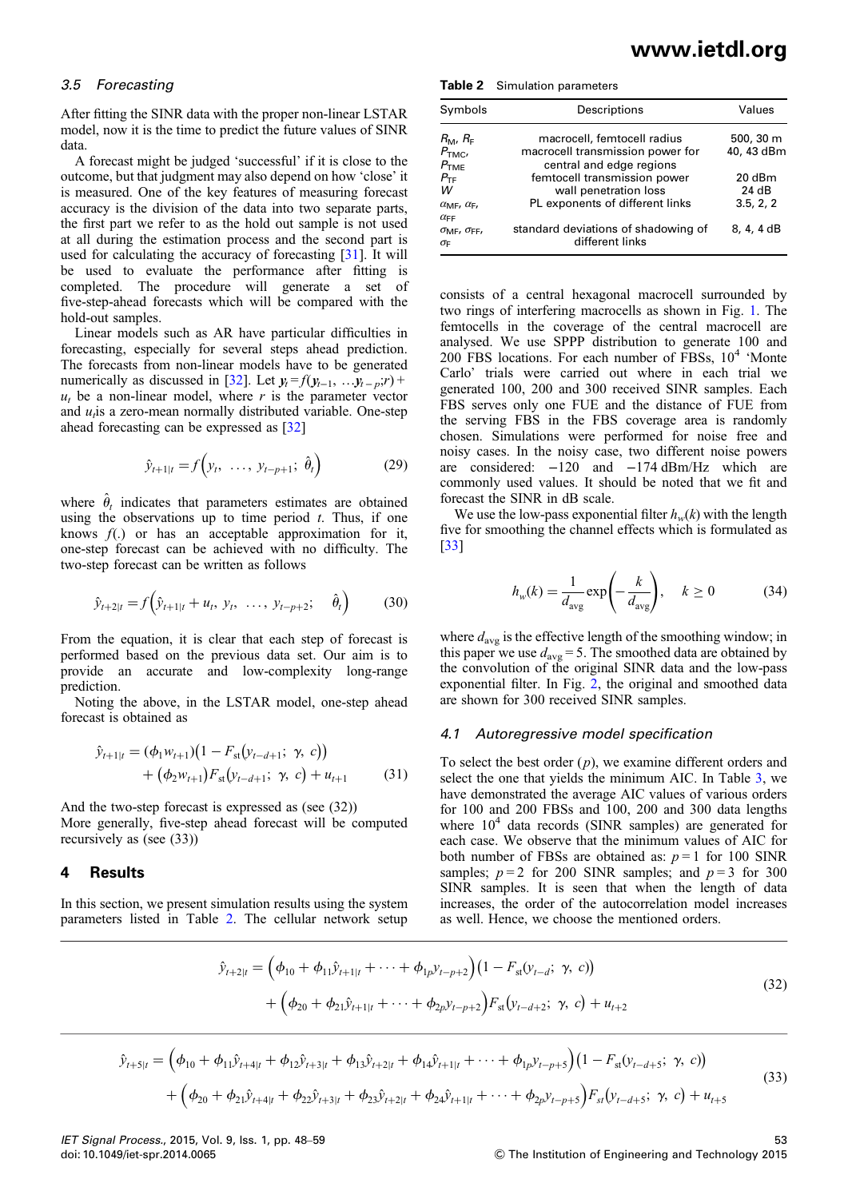### 3.5 Forecasting

After fitting the SINR data with the proper non-linear LSTAR model, now it is the time to predict the future values of SINR data.

A forecast might be judged 'successful' if it is close to the outcome, but that judgment may also depend on how 'close' it is measured. One of the key features of measuring forecast accuracy is the division of the data into two separate parts, the first part we refer to as the hold out sample is not used at all during the estimation process and the second part is used for calculating the accuracy of forecasting [31]. It will be used to evaluate the performance after fitting is completed. The procedure will generate a set of five-step-ahead forecasts which will be compared with the hold-out samples.

Linear models such as AR have particular difficulties in forecasting, especially for several steps ahead prediction. The forecasts from non-linear models have to be generated numerically as discussed in [32]. Let $y_t = f(y_{t-1}, \ldots y_{t-p}; r) + u_t$ be a non-linear model, where $r$ is the parameter vector and $u_t$ is a zero-mean normally distributed variable. One-step ahead forecasting can be expressed as [32]

$$\hat{y}_{t+1|t} = f\left(y_t, \ \ldots, \ y_{t-p+1}; \ \hat{\theta}_t\right) \tag{29}$$

where $\hat{\theta}_t$ indicates that parameters estimates are obtained using the observations up to time period $t$. Thus, if one knows $f(.)$ or has an acceptable approximation for it, one-step forecast can be achieved with no difficulty. The two-step forecast can be written as follows

$$\hat{y}_{t+2|t} = f\left(\hat{y}_{t+1|t} + u_t, \ y_t, \ \ldots, \ y_{t-p+2}; \quad \hat{\theta}_t\right) \tag{30}$$

From the equation, it is clear that each step of forecast is performed based on the previous data set. Our aim is to provide an accurate and low-complexity long-range prediction.

Noting the above, in the LSTAR model, one-step ahead forecast is obtained as

$$\hat{y}_{t+1|t} = (\phi_1 w_{t+1})\left(1 - F_{\text{st}}\left(y_{t-d+1}; \ \gamma, \ c\right)\right) + (\phi_2 w_{t+1}) F_{\text{st}}\left(y_{t-d+1}; \ \gamma, \ c\right) + u_{t+1} \tag{31}$$

And the two-step forecast is expressed as (see (32))

More generally, five-step ahead forecast will be computed recursively as (see (33))

$$\hat{y}_{t+2|t} = \left(\phi_{10} + \phi_{11}\hat{y}_{t+1|t} + \cdots + \phi_{1p}y_{t-p+2}\right)\left(1 - F_{\text{st}}(y_{t-d}; \ \gamma, \ c)\right) + \left(\phi_{20} + \phi_{21}\hat{y}_{t+1|t} + \cdots + \phi_{2p}y_{t-p+2}\right)F_{\text{st}}(y_{t-d+2}; \ \gamma, \ c) + u_{t+2} \tag{32}$$

$$\hat{y}_{t+5|t} = \left(\phi_{10} + \phi_{11}\hat{y}_{t+4|t} + \phi_{12}\hat{y}_{t+3|t} + \phi_{13}\hat{y}_{t+2|t} + \phi_{14}\hat{y}_{t+1|t} + \cdots + \phi_{1p}y_{t-p+5}\right)\left(1 - F_{\text{st}}(y_{t-d+5}; \ \gamma, \ c)\right) + \left(\phi_{20} + \phi_{21}\hat{y}_{t+4|t} + \phi_{22}\hat{y}_{t+3|t} + \phi_{23}\hat{y}_{t+2|t} + \phi_{24}\hat{y}_{t+1|t} + \cdots + \phi_{2p}y_{t-p+5}\right)F_{\text{st}}(y_{t-d+5}; \ \gamma, \ c) + u_{t+5} \tag{33}$$

## 4 Results

In this section, we present simulation results using the system parameters listed in Table 2. The cellular network setup consists of a central hexagonal macrocell surrounded by two rings of interfering macrocells as shown in Fig. 1. The femtocells in the coverage of the central macrocell are analysed. We use SPPP distribution to generate 100 and 200 FBS locations. For each number of FBSs, $10^4$ 'Monte Carlo' trials were carried out where in each trial we generated 100, 200 and 300 received SINR samples. Each FBS serves only one FUE and the distance of FUE from the serving FBS in the FBS coverage area is randomly chosen. Simulations were performed for noise free and noisy cases. In the noisy case, two different noise powers are considered: −120 and −174 dBm/Hz which are commonly used values. It should be noted that we fit and forecast the SINR in dB scale.

**Table 2** Simulation parameters

| Symbols | Descriptions | Values |
|---|---|---|
| $R_M$, $R_F$ | macrocell, femtocell radius | 500, 30 m |
| $P_{TMC}$, $P_{TME}$ | macrocell transmission power for central and edge regions | 40, 43 dBm |
| $P_{TF}$ | femtocell transmission power | 20 dBm |
| $W$ | wall penetration loss | 24 dB |
| $\alpha_{MF}$, $\alpha_F$, $\alpha_{FF}$ | PL exponents of different links | 3.5, 2, 2 |
| $\sigma_{MF}$, $\sigma_{FF}$, $\sigma_F$ | standard deviations of shadowing of different links | 8, 4, 4 dB |

We use the low-pass exponential filter $h_w(k)$ with the length five for smoothing the channel effects which is formulated as [33]

$$h_w(k) = \frac{1}{d_{\text{avg}}}\exp\left(-\frac{k}{d_{\text{avg}}}\right), \quad k \geq 0 \tag{34}$$

where $d_{\text{avg}}$ is the effective length of the smoothing window; in this paper we use $d_{\text{avg}} = 5$. The smoothed data are obtained by the convolution of the original SINR data and the low-pass exponential filter. In Fig. 2, the original and smoothed data are shown for 300 received SINR samples.

### 4.1 Autoregressive model specification

To select the best order ($p$), we examine different orders and select the one that yields the minimum AIC. In Table 3, we have demonstrated the average AIC values of various orders for 100 and 200 FBSs and 100, 200 and 300 data lengths where $10^4$ data records (SINR samples) are generated for each case. We observe that the minimum values of AIC for both number of FBSs are obtained as: $p = 1$ for 100 SINR samples; $p = 2$ for 200 SINR samples; and $p = 3$ for 300 SINR samples. It is seen that when the length of data increases, the order of the autocorrelation model increases as well. Hence, we choose the mentioned orders.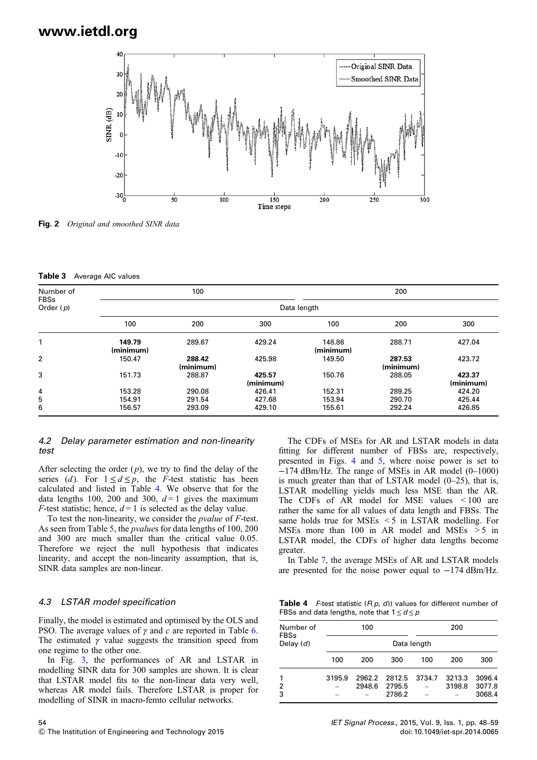Fig. 2 *Original and smoothed SINR data*

**Table 3** Average AIC values

| Number of FBSs | 100 | | | 200 | | |
|---|---|---|---|---|---|---|
| Order ($p$) | Data length | | | | | |
| | 100 | 200 | 300 | 100 | 200 | 300 |
| 1 | **149.79 (minimum)** | 289.67 | 429.24 | 148.86 (minimum) | 288.71 | 427.04 |
| 2 | 150.47 | **288.42 (minimum)** | 425.98 | 149.50 | **287.53 (minimum)** | 423.72 |
| 3 | 151.73 | 288.87 | **425.57 (minimum)** | 150.76 | 288.05 | **423.37 (minimum)** |
| 4 | 153.28 | 290.08 | 426.41 | 152.31 | 289.25 | 424.20 |
| 5 | 154.91 | 291.54 | 427.68 | 153.94 | 290.70 | 425.44 |
| 6 | 156.57 | 293.09 | 429.10 | 155.61 | 292.24 | 426.85 |

### *4.2 Delay parameter estimation and non-linearity test*

After selecting the order ($p$), we try to find the delay of the series ($d$). For $1 \leq d \leq p$, the $F$-test statistic has been calculated and listed in Table 4. We observe that for the data lengths 100, 200 and 300, $d = 1$ gives the maximum $F$-test statistic; hence, $d = 1$ is selected as the delay value.

To test the non-linearity, we consider the *pvalue* of $F$-test. As seen from Table 5, the *pvalue*s for data lengths of 100, 200 and 300 are much smaller than the critical value 0.05. Therefore we reject the null hypothesis that indicates linearity, and accept the non-linearity assumption, that is, SINR data samples are non-linear.

### *4.3 LSTAR model specification*

Finally, the model is estimated and optimised by the OLS and PSO. The average values of $\gamma$ and $c$ are reported in Table 6. The estimated $\gamma$ value suggests the transition speed from one regime to the other one.

In Fig. 3, the performances of AR and LSTAR in modelling SINR data for 300 samples are shown. It is clear that LSTAR model fits to the non-linear data very well, whereas AR model fails. Therefore LSTAR is proper for modelling of SINR in macro-femto cellular networks.

The CDFs of MSEs for AR and LSTAR models in data fitting for different number of FBSs are, respectively, presented in Figs. 4 and 5, where noise power is set to −174 dBm/Hz. The range of MSEs in AR model (0–1000) is much greater than that of LSTAR model (0–25), that is, LSTAR modelling yields much less MSE than the AR. The CDFs of AR model for MSE values < 100 are rather the same for all values of data length and FBSs. The same holds true for MSEs < 5 in LSTAR modelling. For MSEs more than 100 in AR model and MSEs > 5 in LSTAR model, the CDFs of higher data lengths become greater.

In Table 7, the average MSEs of AR and LSTAR models are presented for the noise power equal to −174 dBm/Hz.

**Table 4** $F$-test statistic ($F(p, d)$) values for different number of FBSs and data lengths, note that $1 \leq d \leq p$

| Number of FBSs | 100 | | | 200 | | |
|---|---|---|---|---|---|---|
| Delay ($d$) | Data length | | | | | |
| | 100 | 200 | 300 | 100 | 200 | 300 |
| 1 | 3195.9 | 2962.2 | 2812.5 | 3734.7 | 3213.3 | 3096.4 |
| 2 | – | 2948.6 | 2795.5 | – | 3198.8 | 3077.8 |
| 3 | – | – | 2786.2 | – | – | 3068.4 |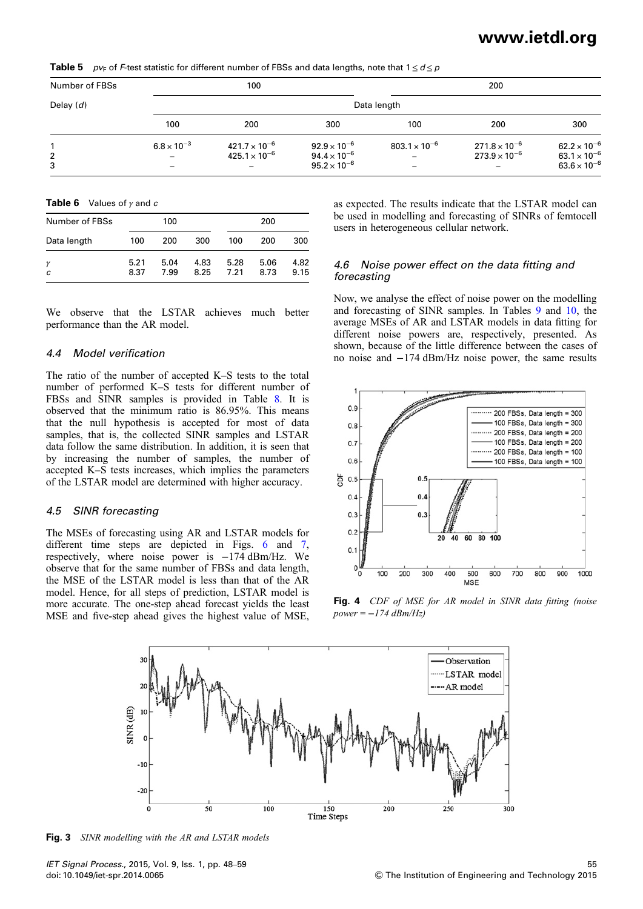**Table 5** $pv_F$ of F-test statistic for different number of FBSs and data lengths, note that $1 \le d \le p$

| Number of FBSs | 100 | | | 200 | | |
|---|---|---|---|---|---|---|
| Delay ($d$) | Data length | | | | | |
| | 100 | 200 | 300 | 100 | 200 | 300 |
| 1 | $6.8 \times 10^{-3}$ | $421.7 \times 10^{-6}$ | $92.9 \times 10^{-6}$ | $803.1 \times 10^{-6}$ | $271.8 \times 10^{-6}$ | $62.2 \times 10^{-6}$ |
| 2 | – | $425.1 \times 10^{-6}$ | $94.4 \times 10^{-6}$ | – | $273.9 \times 10^{-6}$ | $63.1 \times 10^{-6}$ |
| 3 | – | – | $95.2 \times 10^{-6}$ | – | – | $63.6 \times 10^{-6}$ |

**Table 6** Values of $\gamma$ and $c$

| Number of FBSs | 100 | | | 200 | | |
|---|---|---|---|---|---|---|
| Data length | 100 | 200 | 300 | 100 | 200 | 300 |
| $\gamma$ | 5.21 | 5.04 | 4.83 | 5.28 | 5.06 | 4.82 |
| $c$ | 8.37 | 7.99 | 8.25 | 7.21 | 8.73 | 9.15 |

We observe that the LSTAR achieves much better performance than the AR model.

### 4.4 Model verification

The ratio of the number of accepted K–S tests to the total number of performed K–S tests for different number of FBSs and SINR samples is provided in Table 8. It is observed that the minimum ratio is 86.95%. This means that the null hypothesis is accepted for most of data samples, that is, the collected SINR samples and LSTAR data follow the same distribution. In addition, it is seen that by increasing the number of samples, the number of accepted K–S tests increases, which implies the parameters of the LSTAR model are determined with higher accuracy.

### 4.5 SINR forecasting

The MSEs of forecasting using AR and LSTAR models for different time steps are depicted in Figs. 6 and 7, respectively, where noise power is −174 dBm/Hz. We observe that for the same number of FBSs and data length, the MSE of the LSTAR model is less than that of the AR model. Hence, for all steps of prediction, LSTAR model is more accurate. The one-step ahead forecast yields the least MSE and five-step ahead gives the highest value of MSE, as expected. The results indicate that the LSTAR model can be used in modelling and forecasting of SINRs of femtocell users in heterogeneous cellular network.

### 4.6 Noise power effect on the data fitting and forecasting

Now, we analyse the effect of noise power on the modelling and forecasting of SINR samples. In Tables 9 and 10, the average MSEs of AR and LSTAR models in data fitting for different noise powers are, respectively, presented. As shown, because of the little difference between the cases of no noise and −174 dBm/Hz noise power, the same results

**Fig. 4** *CDF of MSE for AR model in SINR data fitting (noise power = −174 dBm/Hz)*

**Fig. 3** *SINR modelling with the AR and LSTAR models*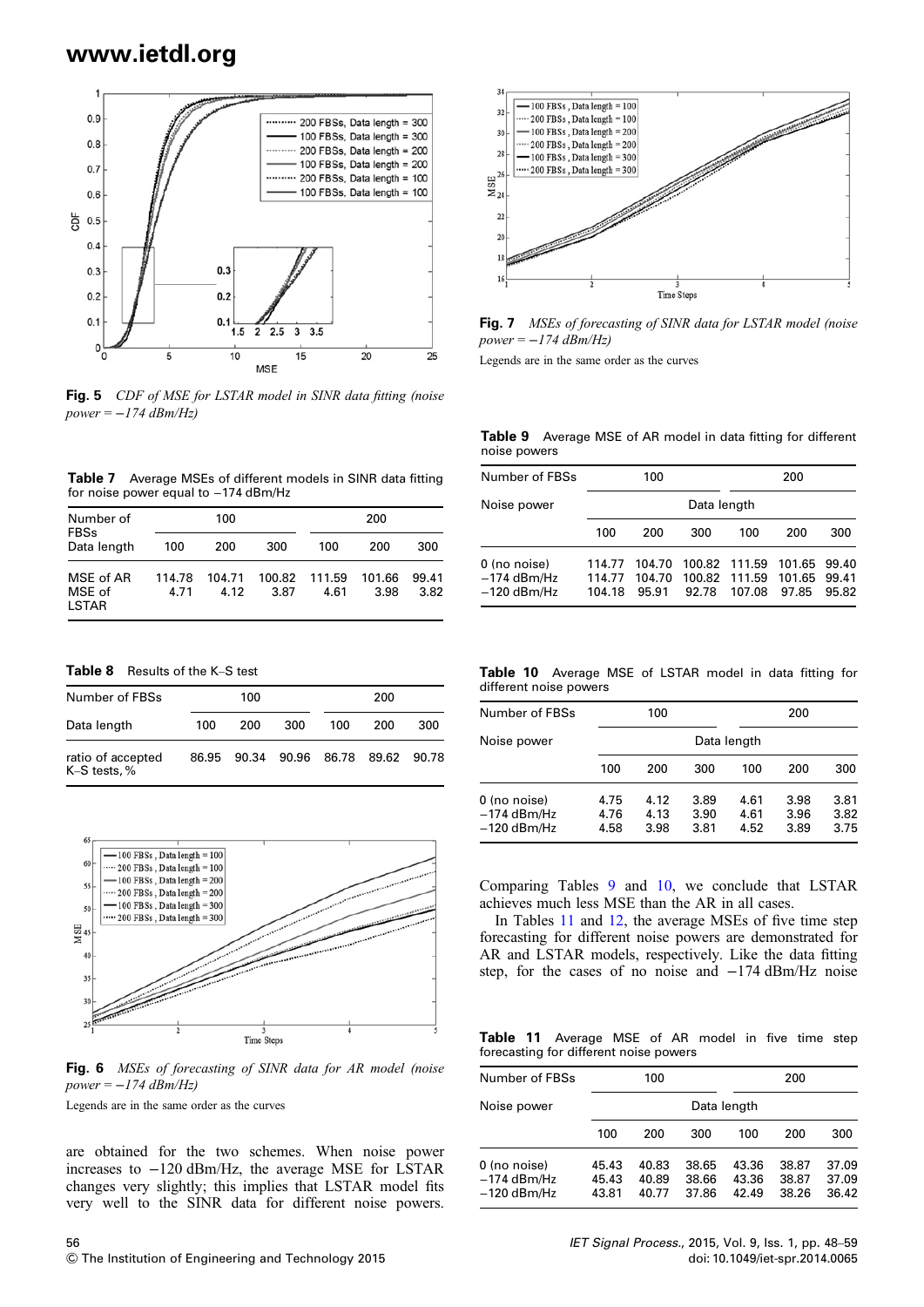Fig. 5 *CDF of MSE for LSTAR model in SINR data fitting (noise power = −174 dBm/Hz)*

**Table 7** Average MSEs of different models in SINR data fitting for noise power equal to −174 dBm/Hz

| Number of FBSs | 100 | | | 200 | | |
|---|---|---|---|---|---|---|
| Data length | 100 | 200 | 300 | 100 | 200 | 300 |
| MSE of AR | 114.78 | 104.71 | 100.82 | 111.59 | 101.66 | 99.41 |
| MSE of LSTAR | 4.71 | 4.12 | 3.87 | 4.61 | 3.98 | 3.82 |

**Table 8** Results of the K–S test

| Number of FBSs | 100 | | | 200 | | |
|---|---|---|---|---|---|---|
| Data length | 100 | 200 | 300 | 100 | 200 | 300 |
| ratio of accepted K–S tests, % | 86.95 | 90.34 | 90.96 | 86.78 | 89.62 | 90.78 |

Fig. 6 *MSEs of forecasting of SINR data for AR model (noise power = −174 dBm/Hz)*

Legends are in the same order as the curves

are obtained for the two schemes. When noise power increases to −120 dBm/Hz, the average MSE for LSTAR changes very slightly; this implies that LSTAR model fits very well to the SINR data for different noise powers.

Fig. 7 *MSEs of forecasting of SINR data for LSTAR model (noise power = −174 dBm/Hz)*

Legends are in the same order as the curves

**Table 9** Average MSE of AR model in data fitting for different noise powers

| Number of FBSs | 100 | | | 200 | | |
|---|---|---|---|---|---|---|
| Noise power | Data length | | | | | |
| | 100 | 200 | 300 | 100 | 200 | 300 |
| 0 (no noise) | 114.77 | 104.70 | 100.82 | 111.59 | 101.65 | 99.40 |
| −174 dBm/Hz | 114.77 | 104.70 | 100.82 | 111.59 | 101.65 | 99.41 |
| −120 dBm/Hz | 104.18 | 95.91 | 92.78 | 107.08 | 97.85 | 95.82 |

**Table 10** Average MSE of LSTAR model in data fitting for different noise powers

| Number of FBSs | 100 | | | 200 | | |
|---|---|---|---|---|---|---|
| Noise power | Data length | | | | | |
| | 100 | 200 | 300 | 100 | 200 | 300 |
| 0 (no noise) | 4.75 | 4.12 | 3.89 | 4.61 | 3.98 | 3.81 |
| −174 dBm/Hz | 4.76 | 4.13 | 3.90 | 4.61 | 3.96 | 3.82 |
| −120 dBm/Hz | 4.58 | 3.98 | 3.81 | 4.52 | 3.89 | 3.75 |

Comparing Tables 9 and 10, we conclude that LSTAR achieves much less MSE than the AR in all cases.

In Tables 11 and 12, the average MSEs of five time step forecasting for different noise powers are demonstrated for AR and LSTAR models, respectively. Like the data fitting step, for the cases of no noise and −174 dBm/Hz noise

**Table 11** Average MSE of AR model in five time step forecasting for different noise powers

| Number of FBSs | 100 | | | 200 | | |
|---|---|---|---|---|---|---|
| Noise power | Data length | | | | | |
| | 100 | 200 | 300 | 100 | 200 | 300 |
| 0 (no noise) | 45.43 | 40.83 | 38.65 | 43.36 | 38.87 | 37.09 |
| −174 dBm/Hz | 45.43 | 40.89 | 38.66 | 43.36 | 38.87 | 37.09 |
| −120 dBm/Hz | 43.81 | 40.77 | 37.86 | 42.49 | 38.26 | 36.42 |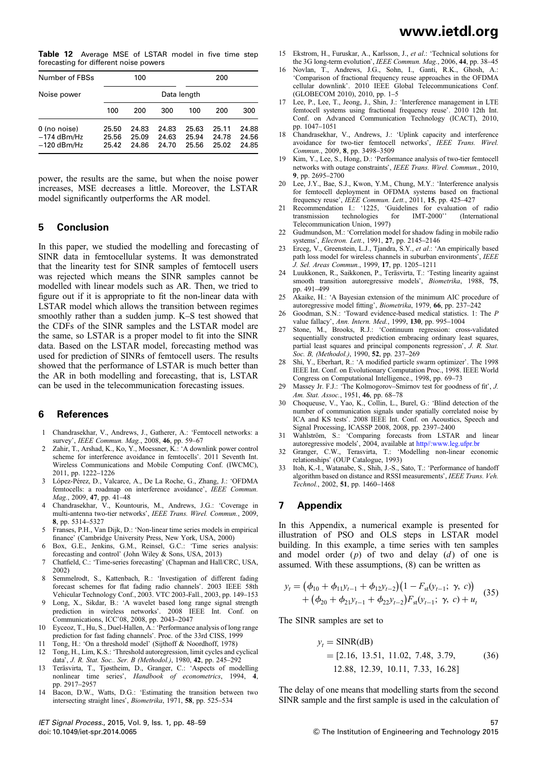**Table 12** Average MSE of LSTAR model in five time step forecasting for different noise powers

| Number of FBSs | 100 | | | 200 | | |
|---|---|---|---|---|---|---|
| Noise power | Data length | | | | | |
| | 100 | 200 | 300 | 100 | 200 | 300 |
| 0 (no noise) | 25.50 | 24.83 | 24.83 | 25.63 | 25.11 | 24.88 |
| −174 dBm/Hz | 25.56 | 25.09 | 24.63 | 25.94 | 24.78 | 24.56 |
| −120 dBm/Hz | 25.42 | 24.86 | 24.70 | 25.56 | 25.02 | 24.85 |

power, the results are the same, but when the noise power increases, MSE decreases a little. Moreover, the LSTAR model significantly outperforms the AR model.

## 5 Conclusion

In this paper, we studied the modelling and forecasting of SINR data in femtocellular systems. It was demonstrated that the linearity test for SINR samples of femtocell users was rejected which means the SINR samples cannot be modelled with linear models such as AR. Then, we tried to figure out if it is appropriate to fit the non-linear data with LSTAR model which allows the transition between regimes smoothly rather than a sudden jump. K–S test showed that the CDFs of the SINR samples and the LSTAR model are the same, so LSTAR is a proper model to fit into the SINR data. Based on the LSTAR model, forecasting method was used for prediction of SINRs of femtocell users. The results showed that the performance of LSTAR is much better than the AR in both modelling and forecasting, that is, LSTAR can be used in the telecommunication forecasting issues.

## 6 References

1. Chandrasekhar, V., Andrews, J., Gatherer, A.: 'Femtocell networks: a survey', *IEEE Commun. Mag.*, 2008, **46**, pp. 59–67
2. Zahir, T., Arshad, K., Ko, Y., Moessner, K.: 'A downlink power control scheme for interference avoidance in femtocells'. 2011 Seventh Int. Wireless Communications and Mobile Computing Conf. (IWCMC), 2011, pp. 1222–1226
3. López-Pérez, D., Valcarce, A., De La Roche, G., Zhang, J.: 'OFDMA femtocells: a roadmap on interference avoidance', *IEEE Commun. Mag.*, 2009, **47**, pp. 41–48
4. Chandrasekhar, V., Kountouris, M., Andrews, J.G.: 'Coverage in multi-antenna two-tier networks', *IEEE Trans. Wirel. Commun.*, 2009, **8**, pp. 5314–5327
5. Franses, P.H., Van Dijk, D.: 'Non-linear time series models in empirical finance' (Cambridge University Press, New York, USA, 2000)
6. Box, G.E., Jenkins, G.M., Reinsel, G.C.: 'Time series analysis: forecasting and control' (John Wiley & Sons, USA, 2013)
7. Chatfield, C.: 'Time-series forecasting' (Chapman and Hall/CRC, USA, 2002)
8. Semmelrodt, S., Kattenbach, R.: 'Investigation of different fading forecast schemes for flat fading radio channels'. 2003 IEEE 58th Vehicular Technology Conf., 2003. VTC 2003-Fall., 2003, pp. 149–153
9. Long, X., Sikdar, B.: 'A wavelet based long range signal strength prediction in wireless networks'. 2008 IEEE Int. Conf. on Communications, ICC'08, 2008, pp. 2043–2047
10. Eyceoz, T., Hu, S., Duel-Hallen, A.: 'Performance analysis of long range prediction for fast fading channels'. Proc. of the 33rd CISS, 1999
11. Tong, H.: 'On a threshold model' (Sijthoff & Noordhoff, 1978)
12. Tong, H., Lim, K.S.: 'Threshold autoregression, limit cycles and cyclical data', *J. R. Stat. Soc.. Ser. B (Methodol.)*, 1980, **42**, pp. 245–292
13. Teräsvirta, T., Tjøstheim, D., Granger, C.: 'Aspects of modelling nonlinear time series', *Handbook of econometrics*, 1994, **4**, pp. 2917–2957
14. Bacon, D.W., Watts, D.G.: 'Estimating the transition between two intersecting straight lines', *Biometrika*, 1971, **58**, pp. 525–534
15. Ekstrom, H., Furuskar, A., Karlsson, J., *et al.*: 'Technical solutions for the 3G long-term evolution', *IEEE Commun. Mag.*, 2006, **44**, pp. 38–45
16. Novlan, T., Andrews, J.G., Sohn, I., Ganti, R.K., Ghosh, A.: 'Comparison of fractional frequency reuse approaches in the OFDMA cellular downlink'. 2010 IEEE Global Telecommunications Conf. (GLOBECOM 2010), 2010, pp. 1–5
17. Lee, P., Lee, T., Jeong, J., Shin, J.: 'Interference management in LTE femtocell systems using fractional frequency reuse'. 2010 12th Int. Conf. on Advanced Communication Technology (ICACT), 2010, pp. 1047–1051
18. Chandrasekhar, V., Andrews, J.: 'Uplink capacity and interference avoidance for two-tier femtocell networks', *IEEE Trans. Wirel. Commun.*, 2009, **8**, pp. 3498–3509
19. Kim, Y., Lee, S., Hong, D.: 'Performance analysis of two-tier femtocell networks with outage constraints', *IEEE Trans. Wirel. Commun.*, 2010, **9**, pp. 2695–2700
20. Lee, J.Y., Bae, S.J., Kwon, Y.M., Chung, M.Y.: 'Interference analysis for femtocell deployment in OFDMA systems based on fractional frequency reuse', *IEEE Commun. Lett.*, 2011, **15**, pp. 425–427
21. Recommendation I.: '1225, 'Guidelines for evaluation of radio transmission technologies for IMT-2000'' (International Telecommunication Union, 1997)
22. Gudmundson, M.: 'Correlation model for shadow fading in mobile radio systems', *Electron. Lett.*, 1991, **27**, pp. 2145–2146
23. Erceg, V., Greenstein, L.J., Tjandra, S.Y., *et al.*: 'An empirically based path loss model for wireless channels in suburban environments', *IEEE J. Sel. Areas Commun.*, 1999, **17**, pp. 1205–1211
24. Luukkonen, R., Saikkonen, P., Teräsvirta, T.: 'Testing linearity against smooth transition autoregressive models', *Biometrika*, 1988, **75**, pp. 491–499
25. Akaike, H.: 'A Bayesian extension of the minimum AIC procedure of autoregressive model fitting', *Biometrika*, 1979, **66**, pp. 237–242
26. Goodman, S.N.: 'Toward evidence-based medical statistics. 1: The *P* value fallacy', *Ann. Intern. Med.*, 1999, **130**, pp. 995–1004
27. Stone, M., Brooks, R.J.: 'Continuum regression: cross-validated sequentially constructed prediction embracing ordinary least squares, partial least squares and principal components regression', *J. R. Stat. Soc. B, (Methodol.)*, 1990, **52**, pp. 237–269
28. Shi, Y., Eberhart, R.: 'A modified particle swarm optimizer'. The 1998 IEEE Int. Conf. on Evolutionary Computation Proc., 1998. IEEE World Congress on Computational Intelligence., 1998, pp. 69–73
29. Massey Jr. F.J.: 'The Kolmogorov–Smirnov test for goodness of fit', *J. Am. Stat. Assoc.*, 1951, **46**, pp. 68–78
30. Choqueuse, V., Yao, K., Collin, L., Burel, G.: 'Blind detection of the number of communication signals under spatially correlated noise by ICA and KS tests'. 2008 IEEE Int. Conf. on Acoustics, Speech and Signal Processing, ICASSP 2008, 2008, pp. 2397–2400
31. Wahlström, S.: 'Comparing forecasts from LSTAR and linear autoregressive models', 2004, available at http//:www.leg.ufpr.br
32. Granger, C.W., Terasvirta, T.: 'Modelling non-linear economic relationships' (OUP Catalogue, 1993)
33. Itoh, K.-I., Watanabe, S., Shih, J.-S., Sato, T.: 'Performance of handoff algorithm based on distance and RSSI measurements', *IEEE Trans. Veh. Technol.*, 2002, **51**, pp. 1460–1468

## 7 Appendix

In this Appendix, a numerical example is presented for illustration of PSO and OLS steps in LSTAR model building. In this example, a time series with ten samples and model order ($p$) of two and delay ($d$) of one is assumed. With these assumptions, (8) can be written as

$$y_t = (\phi_{10} + \phi_{11}y_{t-1} + \phi_{12}y_{t-2})(1 - F_{st}(y_{t-1};\ \gamma,\ c)) + (\phi_{20} + \phi_{21}y_{t-1} + \phi_{22}y_{t-2})F_{st}(y_{t-1};\ \gamma,\ c) + u_t \tag{35}$$

The SINR samples are set to

$$\begin{aligned} y_t &= \mathrm{SINR(dB)} \\ &= [2.16,\ 13.51,\ 11.02,\ 7.48,\ 3.79, \\ &\quad 12.88,\ 12.39,\ 10.11,\ 7.33,\ 16.28] \end{aligned} \tag{36}$$

The delay of one means that modelling starts from the second SINR sample and the first sample is used in the calculation of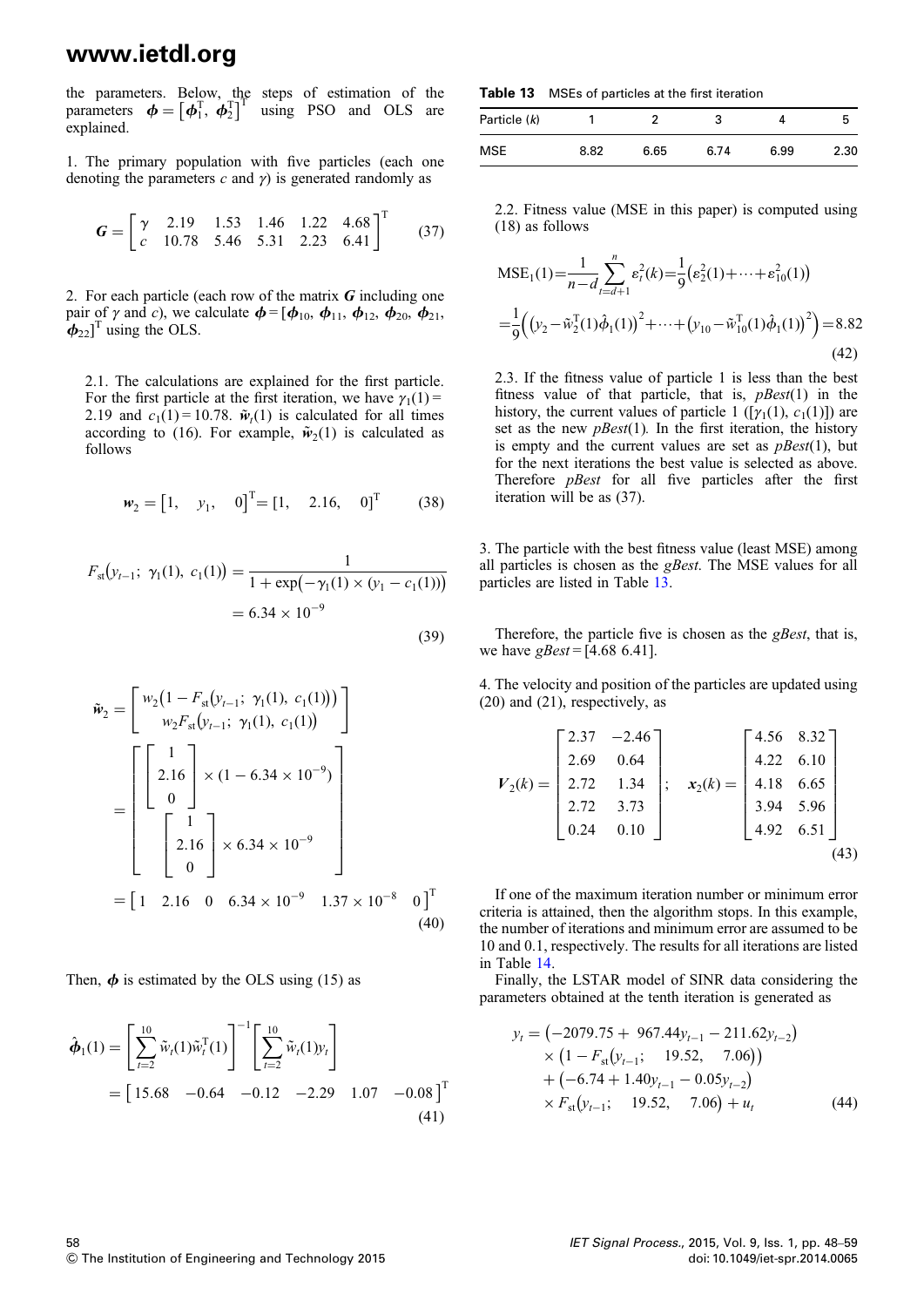the parameters. Below, the steps of estimation of the parameters $\boldsymbol{\phi} = [\boldsymbol{\phi}_1^{\mathrm{T}},\ \boldsymbol{\phi}_2^{\mathrm{T}}]^{\mathrm{T}}$ using PSO and OLS are explained.

1. The primary population with five particles (each one denoting the parameters $c$ and $\gamma$) is generated randomly as

$$\boldsymbol{G} = \begin{bmatrix} \gamma & 2.19 & 1.53 & 1.46 & 1.22 & 4.68 \\ c & 10.78 & 5.46 & 5.31 & 2.23 & 6.41 \end{bmatrix}^{\mathrm{T}} \tag{37}$$

2. For each particle (each row of the matrix $\boldsymbol{G}$ including one pair of $\gamma$ and $c$), we calculate $\boldsymbol{\phi} = [\boldsymbol{\phi}_{10},\ \boldsymbol{\phi}_{11},\ \boldsymbol{\phi}_{12},\ \boldsymbol{\phi}_{20},\ \boldsymbol{\phi}_{21},\ \boldsymbol{\phi}_{22}]^{\mathrm{T}}$ using the OLS.

2.1. The calculations are explained for the first particle. For the first particle at the first iteration, we have $\gamma_1(1) = 2.19$ and $c_1(1) = 10.78$. $\tilde{\boldsymbol{w}}_t(1)$ is calculated for all times according to (16). For example, $\tilde{\boldsymbol{w}}_2(1)$ is calculated as follows

$$\boldsymbol{w}_2 = [1,\quad y_1,\quad 0]^{\mathrm{T}} = [1,\quad 2.16,\quad 0]^{\mathrm{T}} \tag{38}$$

$$F_{\mathrm{st}}(y_{t-1};\ \gamma_1(1),\ c_1(1)) = \frac{1}{1 + \exp(-\gamma_1(1) \times (y_1 - c_1(1)))} = 6.34 \times 10^{-9} \tag{39}$$

$$\tilde{\boldsymbol{w}}_2 = \begin{bmatrix} w_2(1 - F_{\mathrm{st}}(y_{t-1};\ \gamma_1(1),\ c_1(1))) \\ w_2 F_{\mathrm{st}}(y_{t-1};\ \gamma_1(1),\ c_1(1)) \end{bmatrix} = \begin{bmatrix} \begin{bmatrix} 1 \\ 2.16 \\ 0 \end{bmatrix} \times (1 - 6.34 \times 10^{-9}) \\ \begin{bmatrix} 1 \\ 2.16 \\ 0 \end{bmatrix} \times 6.34 \times 10^{-9} \end{bmatrix} = [1 \quad 2.16 \quad 0 \quad 6.34 \times 10^{-9} \quad 1.37 \times 10^{-8} \quad 0]^{\mathrm{T}} \tag{40}$$

Then, $\boldsymbol{\phi}$ is estimated by the OLS using (15) as

$$\hat{\boldsymbol{\phi}}_1(1) = \left[\sum_{t=2}^{10} \tilde{w}_t(1)\tilde{w}_t^{\mathrm{T}}(1)\right]^{-1}\left[\sum_{t=2}^{10} \tilde{w}_t(1) y_t\right] = [15.68 \quad -0.64 \quad -0.12 \quad -2.29 \quad 1.07 \quad -0.08]^{\mathrm{T}} \tag{41}$$

2.2. Fitness value (MSE in this paper) is computed using (18) as follows

$$\mathrm{MSE}_1(1) = \frac{1}{n-d}\sum_{t=d+1}^{n} \varepsilon_t^2(k) = \frac{1}{9}\left(\varepsilon_2^2(1) + \cdots + \varepsilon_{10}^2(1)\right) = \frac{1}{9}\left(\left(y_2 - \tilde{w}_2^{\mathrm{T}}(1)\hat{\phi}_1(1)\right)^2 + \cdots + \left(y_{10} - \tilde{w}_{10}^{\mathrm{T}}(1)\hat{\phi}_1(1)\right)^2\right) = 8.82 \tag{42}$$

2.3. If the fitness value of particle 1 is less than the best fitness value of that particle, that is, *pBest*(1) in the history, the current values of particle 1 ($[\gamma_1(1),\ c_1(1)]$) are set as the new *pBest*(1). In the first iteration, the history is empty and the current values are set as *pBest*(1), but for the next iterations the best value is selected as above. Therefore *pBest* for all five particles after the first iteration will be as (37).

3. The particle with the best fitness value (least MSE) among all particles is chosen as the *gBest*. The MSE values for all particles are listed in Table 13.

**Table 13** MSEs of particles at the first iteration

| Particle ($k$) | 1 | 2 | 3 | 4 | 5 |
|---|---|---|---|---|---|
| MSE | 8.82 | 6.65 | 6.74 | 6.99 | 2.30 |

Therefore, the particle five is chosen as the *gBest*, that is, we have *gBest* = [4.68 6.41].

4. The velocity and position of the particles are updated using (20) and (21), respectively, as

$$\boldsymbol{V}_2(k) = \begin{bmatrix} 2.37 & -2.46 \\ 2.69 & 0.64 \\ 2.72 & 1.34 \\ 2.72 & 3.73 \\ 0.24 & 0.10 \end{bmatrix}; \quad \boldsymbol{x}_2(k) = \begin{bmatrix} 4.56 & 8.32 \\ 4.22 & 6.10 \\ 4.18 & 6.65 \\ 3.94 & 5.96 \\ 4.92 & 6.51 \end{bmatrix} \tag{43}$$

If one of the maximum iteration number or minimum error criteria is attained, then the algorithm stops. In this example, the number of iterations and minimum error are assumed to be 10 and 0.1, respectively. The results for all iterations are listed in Table 14.

Finally, the LSTAR model of SINR data considering the parameters obtained at the tenth iteration is generated as

$$\begin{aligned} y_t = {} & (-2079.75 + 967.44 y_{t-1} - 211.62 y_{t-2}) \\ & \times (1 - F_{\mathrm{st}}(y_{t-1};\quad 19.52,\quad 7.06)) \\ & + (-6.74 + 1.40 y_{t-1} - 0.05 y_{t-2}) \\ & \times F_{\mathrm{st}}(y_{t-1};\quad 19.52,\quad 7.06) + u_t \end{aligned} \tag{44}$$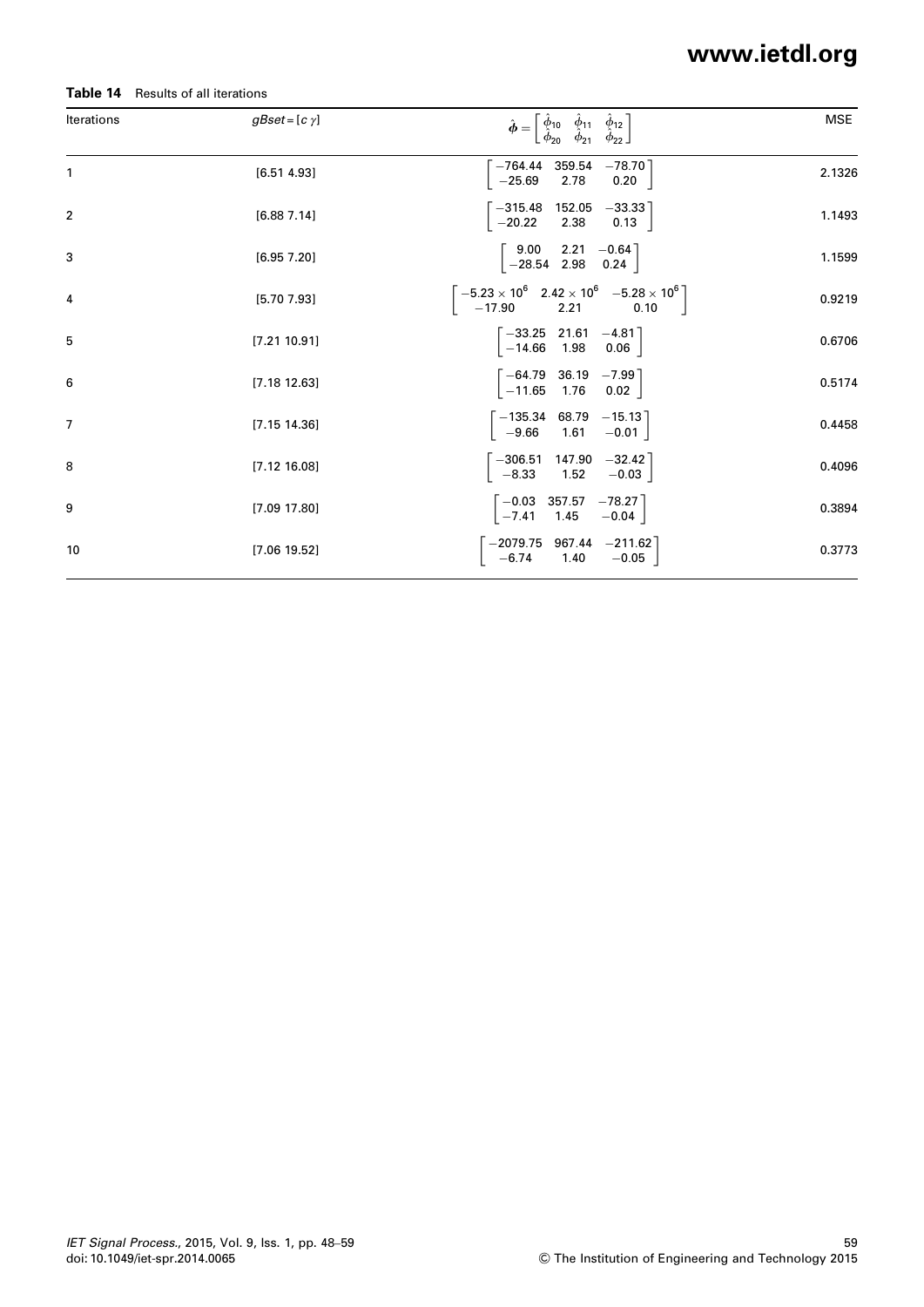**Table 14** Results of all iterations

| Iterations | $gBset = [c\ \gamma]$ | $\hat{\boldsymbol{\phi}} = \begin{bmatrix} \hat{\phi}_{10} & \hat{\phi}_{11} & \hat{\phi}_{12} \\ \hat{\phi}_{20} & \hat{\phi}_{21} & \hat{\phi}_{22} \end{bmatrix}$ | MSE |
|---|---|---|---|
| 1 | [6.51 4.93] | $\begin{bmatrix} -764.44 & 359.54 & -78.70 \\ -25.69 & 2.78 & 0.20 \end{bmatrix}$ | 2.1326 |
| 2 | [6.88 7.14] | $\begin{bmatrix} -315.48 & 152.05 & -33.33 \\ -20.22 & 2.38 & 0.13 \end{bmatrix}$ | 1.1493 |
| 3 | [6.95 7.20] | $\begin{bmatrix} 9.00 & 2.21 & -0.64 \\ -28.54 & 2.98 & 0.24 \end{bmatrix}$ | 1.1599 |
| 4 | [5.70 7.93] | $\begin{bmatrix} -5.23 \times 10^6 & 2.42 \times 10^6 & -5.28 \times 10^6 \\ -17.90 & 2.21 & 0.10 \end{bmatrix}$ | 0.9219 |
| 5 | [7.21 10.91] | $\begin{bmatrix} -33.25 & 21.61 & -4.81 \\ -14.66 & 1.98 & 0.06 \end{bmatrix}$ | 0.6706 |
| 6 | [7.18 12.63] | $\begin{bmatrix} -64.79 & 36.19 & -7.99 \\ -11.65 & 1.76 & 0.02 \end{bmatrix}$ | 0.5174 |
| 7 | [7.15 14.36] | $\begin{bmatrix} -135.34 & 68.79 & -15.13 \\ -9.66 & 1.61 & -0.01 \end{bmatrix}$ | 0.4458 |
| 8 | [7.12 16.08] | $\begin{bmatrix} -306.51 & 147.90 & -32.42 \\ -8.33 & 1.52 & -0.03 \end{bmatrix}$ | 0.4096 |
| 9 | [7.09 17.80] | $\begin{bmatrix} -0.03 & 357.57 & -78.27 \\ -7.41 & 1.45 & -0.04 \end{bmatrix}$ | 0.3894 |
| 10 | [7.06 19.52] | $\begin{bmatrix} -2079.75 & 967.44 & -211.62 \\ -6.74 & 1.40 & -0.05 \end{bmatrix}$ | 0.3773 |